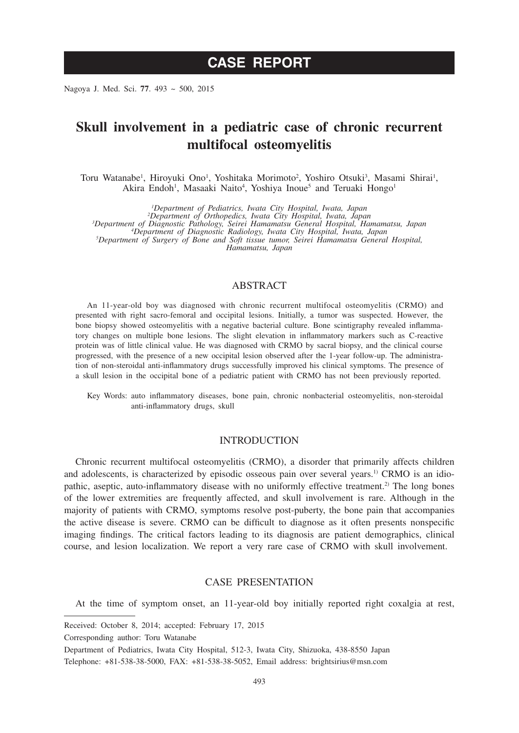# CASE REPORT

# Skull involvement in a pediatric case of chronic recurrent multifocal osteomyelitis

Toru Watanabe[1], Hiroyuki Ono[1], Yoshitaka Morimoto[2], Yoshiro Otsuki[3], Masami Shirai[1], Akira Endoh[1], Masaaki Naito[4], Yoshiya Inoue[5] and Teruaki Hongo[1]

*[1]Department of Pediatrics, Iwata City Hospital, Iwata, Japan*
*[2]Department of Orthopedics, Iwata City Hospital, Iwata, Japan*
*[3]Department of Diagnostic Pathology, Seirei Hamamatsu General Hospital, Hamamatsu, Japan*
*[4]Department of Diagnostic Radiology, Iwata City Hospital, Iwata, Japan*
*[5]Department of Surgery of Bone and Soft tissue tumor, Seirei Hamamatsu General Hospital, Hamamatsu, Japan*

## ABSTRACT

An 11-year-old boy was diagnosed with chronic recurrent multifocal osteomyelitis (CRMO) and presented with right sacro-femoral and occipital lesions. Initially, a tumor was suspected. However, the bone biopsy showed osteomyelitis with a negative bacterial culture. Bone scintigraphy revealed inflammatory changes on multiple bone lesions. The slight elevation in inflammatory markers such as C-reactive protein was of little clinical value. He was diagnosed with CRMO by sacral biopsy, and the clinical course progressed, with the presence of a new occipital lesion observed after the 1-year follow-up. The administration of non-steroidal anti-inflammatory drugs successfully improved his clinical symptoms. The presence of a skull lesion in the occipital bone of a pediatric patient with CRMO has not been previously reported.

Key Words: auto inflammatory diseases, bone pain, chronic nonbacterial osteomyelitis, non-steroidal anti-inflammatory drugs, skull

## INTRODUCTION

Chronic recurrent multifocal osteomyelitis (CRMO), a disorder that primarily affects children and adolescents, is characterized by episodic osseous pain over several years.[1)] CRMO is an idiopathic, aseptic, auto-inflammatory disease with no uniformly effective treatment.[2)] The long bones of the lower extremities are frequently affected, and skull involvement is rare. Although in the majority of patients with CRMO, symptoms resolve post-puberty, the bone pain that accompanies the active disease is severe. CRMO can be difficult to diagnose as it often presents nonspecific imaging findings. The critical factors leading to its diagnosis are patient demographics, clinical course, and lesion localization. We report a very rare case of CRMO with skull involvement.

## CASE PRESENTATION

At the time of symptom onset, an 11-year-old boy initially reported right coxalgia at rest,

---

Received: October 8, 2014; accepted: February 17, 2015

Corresponding author: Toru Watanabe

Department of Pediatrics, Iwata City Hospital, 512-3, Iwata City, Shizuoka, 438-8550 Japan

Telephone: +81-538-38-5000, FAX: +81-538-38-5052, Email address: brightsirius@msn.com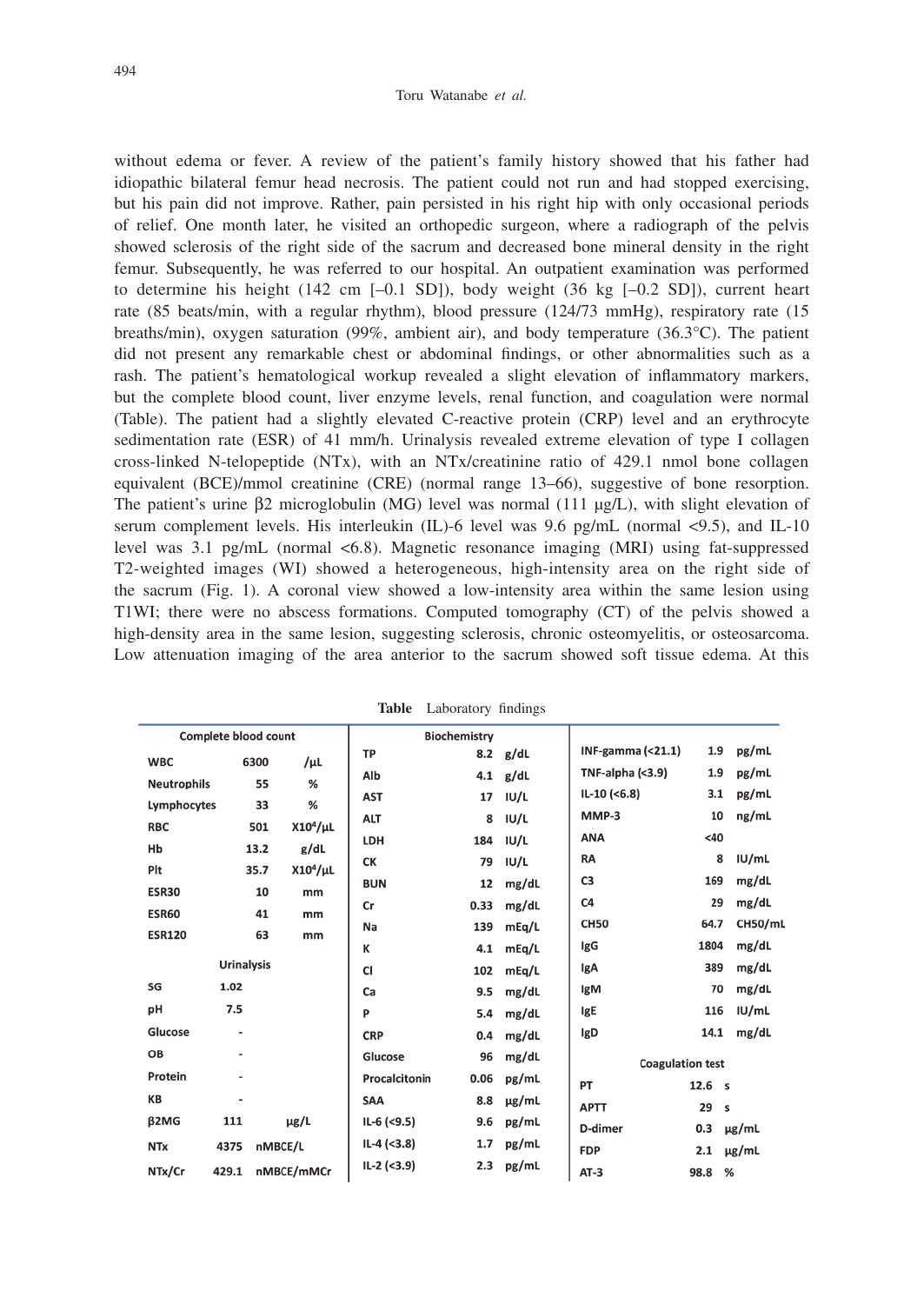without edema or fever. A review of the patient's family history showed that his father had idiopathic bilateral femur head necrosis. The patient could not run and had stopped exercising, but his pain did not improve. Rather, pain persisted in his right hip with only occasional periods of relief. One month later, he visited an orthopedic surgeon, where a radiograph of the pelvis showed sclerosis of the right side of the sacrum and decreased bone mineral density in the right femur. Subsequently, he was referred to our hospital. An outpatient examination was performed to determine his height (142 cm [–0.1 SD]), body weight (36 kg [–0.2 SD]), current heart rate (85 beats/min, with a regular rhythm), blood pressure (124/73 mmHg), respiratory rate (15 breaths/min), oxygen saturation (99%, ambient air), and body temperature (36.3°C). The patient did not present any remarkable chest or abdominal findings, or other abnormalities such as a rash. The patient's hematological workup revealed a slight elevation of inflammatory markers, but the complete blood count, liver enzyme levels, renal function, and coagulation were normal (Table). The patient had a slightly elevated C-reactive protein (CRP) level and an erythrocyte sedimentation rate (ESR) of 41 mm/h. Urinalysis revealed extreme elevation of type I collagen cross-linked N-telopeptide (NTx), with an NTx/creatinine ratio of 429.1 nmol bone collagen equivalent (BCE)/mmol creatinine (CRE) (normal range 13–66), suggestive of bone resorption. The patient's urine β2 microglobulin (MG) level was normal (111 μg/L), with slight elevation of serum complement levels. His interleukin (IL)-6 level was 9.6 pg/mL (normal <9.5), and IL-10 level was 3.1 pg/mL (normal <6.8). Magnetic resonance imaging (MRI) using fat-suppressed T2-weighted images (WI) showed a heterogeneous, high-intensity area on the right side of the sacrum (Fig. 1). A coronal view showed a low-intensity area within the same lesion using T1WI; there were no abscess formations. Computed tomography (CT) of the pelvis showed a high-density area in the same lesion, suggesting sclerosis, chronic osteomyelitis, or osteosarcoma. Low attenuation imaging of the area anterior to the sacrum showed soft tissue edema. At this

**Table** Laboratory findings

| Complete blood count | | | Biochemistry | | | | | |
|---|---|---|---|---|---|---|---|---|
| WBC | 6300 | /μL | TP | 8.2 | g/dL | INF-gamma (<21.1) | 1.9 | pg/mL |
| Neutrophils | 55 | % | Alb | 4.1 | g/dL | TNF-alpha (<3.9) | 1.9 | pg/mL |
| Lymphocytes | 33 | % | AST | 17 | IU/L | IL-10 (<6.8) | 3.1 | pg/mL |
| RBC | 501 | $X10^4$/μL | ALT | 8 | IU/L | MMP-3 | 10 | ng/mL |
| Hb | 13.2 | g/dL | LDH | 184 | IU/L | ANA | <40 | |
| Plt | 35.7 | $X10^4$/μL | CK | 79 | IU/L | RA | 8 | IU/mL |
| ESR30 | 10 | mm | BUN | 12 | mg/dL | C3 | 169 | mg/dL |
| ESR60 | 41 | mm | Cr | 0.33 | mg/dL | C4 | 29 | mg/dL |
| ESR120 | 63 | mm | Na | 139 | mEq/L | CH50 | 64.7 | CH50/mL |
| | | | K | 4.1 | mEq/L | IgG | 1804 | mg/dL |
| Urinalysis | | | Cl | 102 | mEq/L | IgA | 389 | mg/dL |
| SG | 1.02 | | Ca | 9.5 | mg/dL | IgM | 70 | mg/dL |
| pH | 7.5 | | P | 5.4 | mg/dL | IgE | 116 | IU/mL |
| Glucose | - | | CRP | 0.4 | mg/dL | IgD | 14.1 | mg/dL |
| OB | - | | Glucose | 96 | mg/dL | Coagulation test | | |
| Protein | - | | Procalcitonin | 0.06 | pg/mL | PT | 12.6 | s |
| KB | - | | SAA | 8.8 | μg/mL | APTT | 29 | s |
| β2MG | 111 | μg/L | IL-6 (<9.5) | 9.6 | pg/mL | D-dimer | 0.3 | μg/mL |
| NTx | 4375 | nMBCE/L | IL-4 (<3.8) | 1.7 | pg/mL | FDP | 2.1 | μg/mL |
| NTx/Cr | 429.1 | nMBCE/mMCr | IL-2 (<3.9) | 2.3 | pg/mL | AT-3 | 98.8 | % |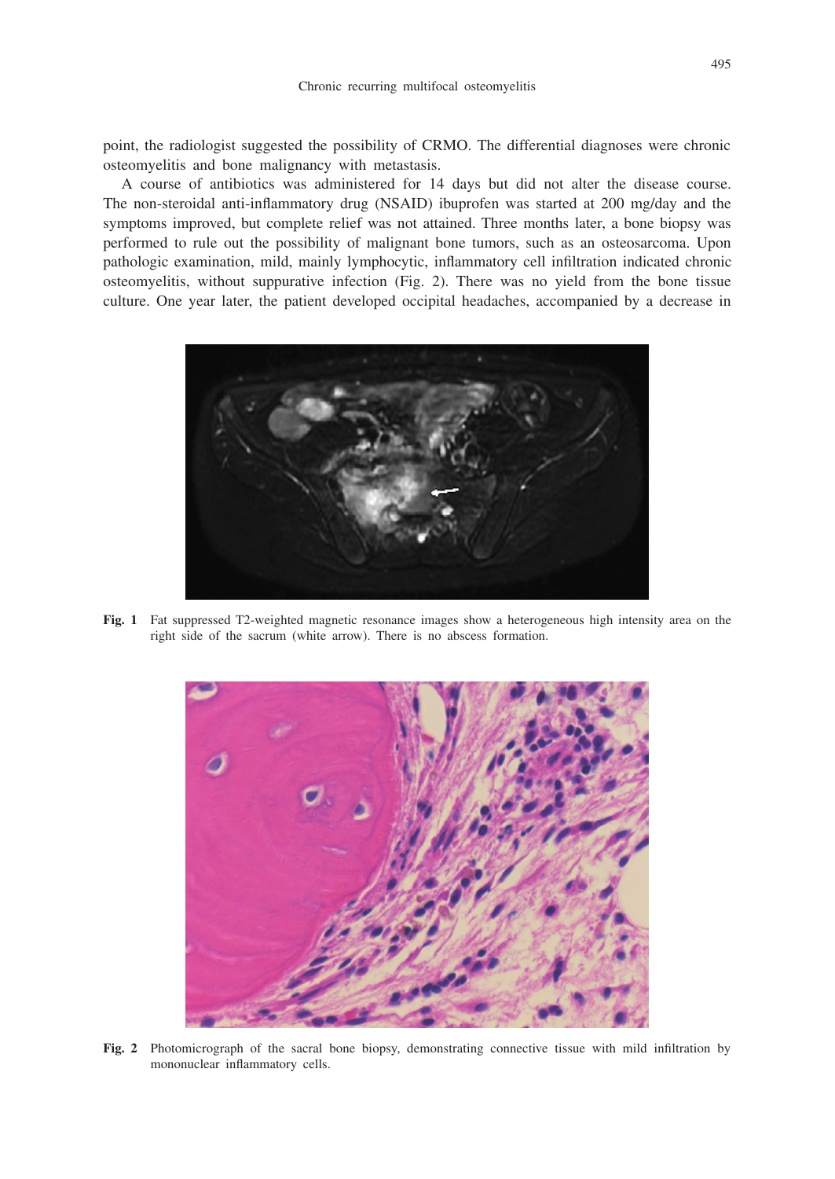point, the radiologist suggested the possibility of CRMO. The differential diagnoses were chronic osteomyelitis and bone malignancy with metastasis.

A course of antibiotics was administered for 14 days but did not alter the disease course. The non-steroidal anti-inflammatory drug (NSAID) ibuprofen was started at 200 mg/day and the symptoms improved, but complete relief was not attained. Three months later, a bone biopsy was performed to rule out the possibility of malignant bone tumors, such as an osteosarcoma. Upon pathologic examination, mild, mainly lymphocytic, inflammatory cell infiltration indicated chronic osteomyelitis, without suppurative infection (Fig. 2). There was no yield from the bone tissue culture. One year later, the patient developed occipital headaches, accompanied by a decrease in

**Fig. 1** Fat suppressed T2-weighted magnetic resonance images show a heterogeneous high intensity area on the right side of the sacrum (white arrow). There is no abscess formation.

**Fig. 2** Photomicrograph of the sacral bone biopsy, demonstrating connective tissue with mild infiltration by mononuclear inflammatory cells.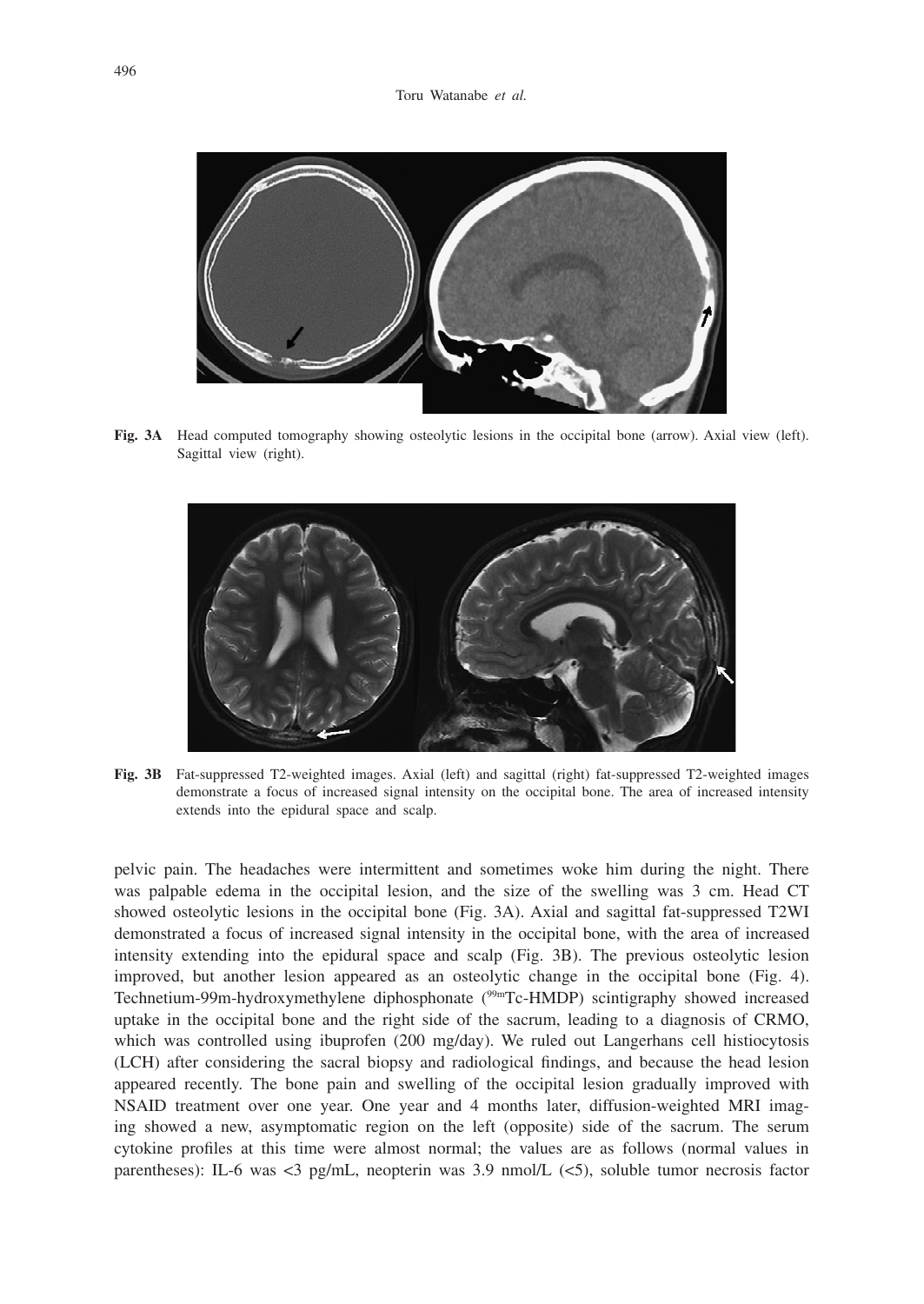**Fig. 3A** Head computed tomography showing osteolytic lesions in the occipital bone (arrow). Axial view (left). Sagittal view (right).

**Fig. 3B** Fat-suppressed T2-weighted images. Axial (left) and sagittal (right) fat-suppressed T2-weighted images demonstrate a focus of increased signal intensity on the occipital bone. The area of increased intensity extends into the epidural space and scalp.

pelvic pain. The headaches were intermittent and sometimes woke him during the night. There was palpable edema in the occipital lesion, and the size of the swelling was 3 cm. Head CT showed osteolytic lesions in the occipital bone (Fig. 3A). Axial and sagittal fat-suppressed T2WI demonstrated a focus of increased signal intensity in the occipital bone, with the area of increased intensity extending into the epidural space and scalp (Fig. 3B). The previous osteolytic lesion improved, but another lesion appeared as an osteolytic change in the occipital bone (Fig. 4). Technetium-99m-hydroxymethylene diphosphonate ($^{99m}$Tc-HMDP) scintigraphy showed increased uptake in the occipital bone and the right side of the sacrum, leading to a diagnosis of CRMO, which was controlled using ibuprofen (200 mg/day). We ruled out Langerhans cell histiocytosis (LCH) after considering the sacral biopsy and radiological findings, and because the head lesion appeared recently. The bone pain and swelling of the occipital lesion gradually improved with NSAID treatment over one year. One year and 4 months later, diffusion-weighted MRI imaging showed a new, asymptomatic region on the left (opposite) side of the sacrum. The serum cytokine profiles at this time were almost normal; the values are as follows (normal values in parentheses): IL-6 was <3 pg/mL, neopterin was 3.9 nmol/L (<5), soluble tumor necrosis factor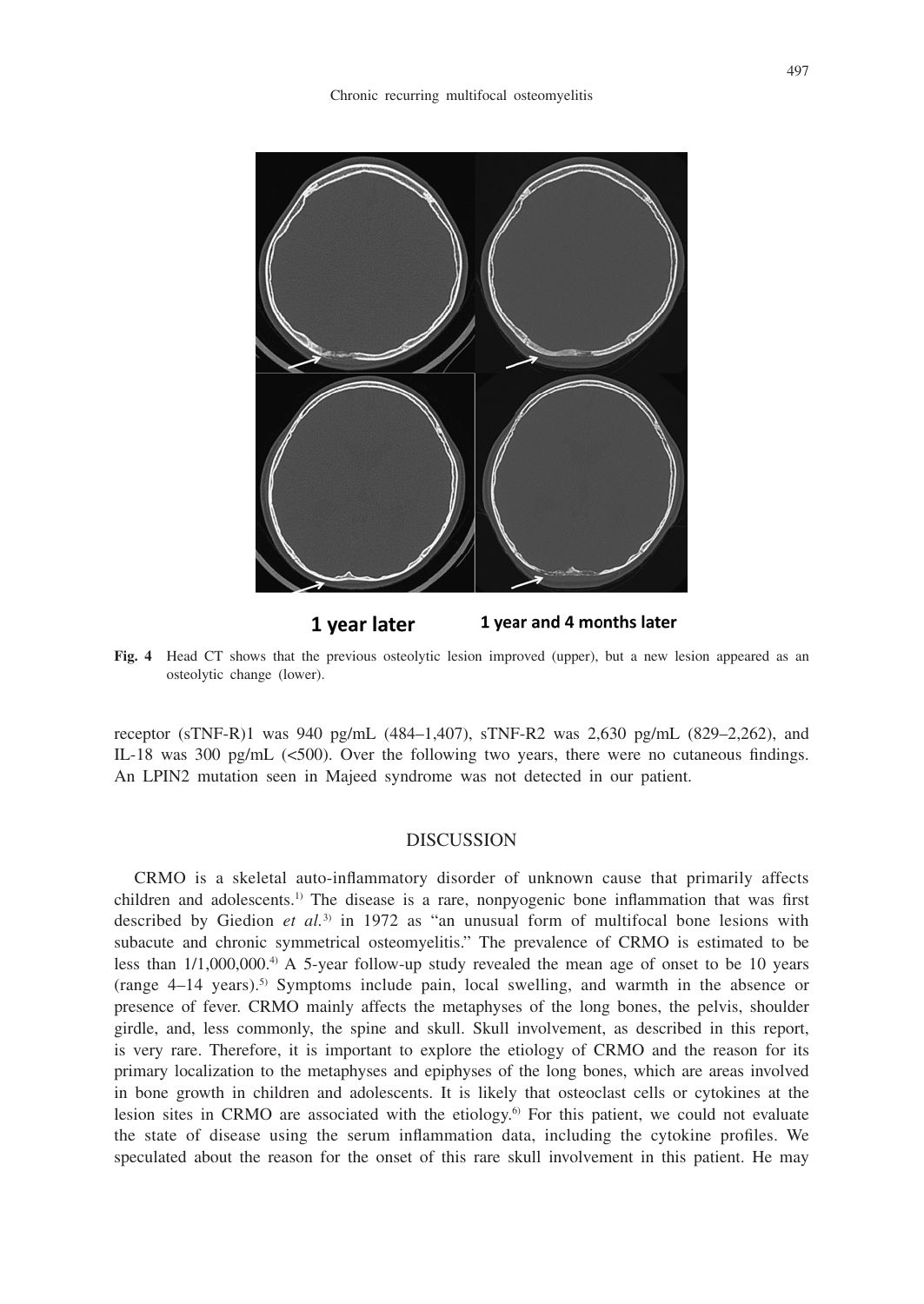1 year later 1 year and 4 months later

**Fig. 4** Head CT shows that the previous osteolytic lesion improved (upper), but a new lesion appeared as an osteolytic change (lower).

receptor (sTNF-R)1 was 940 pg/mL (484–1,407), sTNF-R2 was 2,630 pg/mL (829–2,262), and IL-18 was 300 pg/mL (<500). Over the following two years, there were no cutaneous findings. An LPIN2 mutation seen in Majeed syndrome was not detected in our patient.

## DISCUSSION

CRMO is a skeletal auto-inflammatory disorder of unknown cause that primarily affects children and adolescents.[1] The disease is a rare, nonpyogenic bone inflammation that was first described by Giedion *et al.*[3] in 1972 as "an unusual form of multifocal bone lesions with subacute and chronic symmetrical osteomyelitis." The prevalence of CRMO is estimated to be less than 1/1,000,000.[4] A 5-year follow-up study revealed the mean age of onset to be 10 years (range 4–14 years).[5] Symptoms include pain, local swelling, and warmth in the absence or presence of fever. CRMO mainly affects the metaphyses of the long bones, the pelvis, shoulder girdle, and, less commonly, the spine and skull. Skull involvement, as described in this report, is very rare. Therefore, it is important to explore the etiology of CRMO and the reason for its primary localization to the metaphyses and epiphyses of the long bones, which are areas involved in bone growth in children and adolescents. It is likely that osteoclast cells or cytokines at the lesion sites in CRMO are associated with the etiology.[6] For this patient, we could not evaluate the state of disease using the serum inflammation data, including the cytokine profiles. We speculated about the reason for the onset of this rare skull involvement in this patient. He may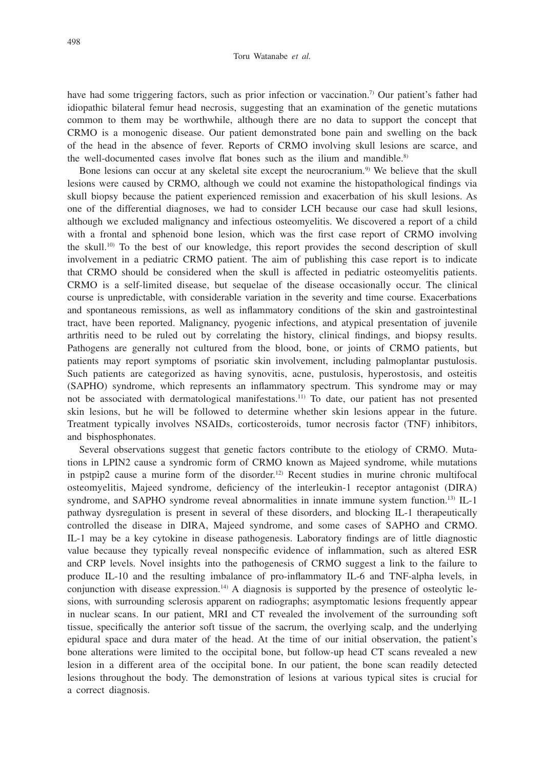have had some triggering factors, such as prior infection or vaccination.[7] Our patient's father had idiopathic bilateral femur head necrosis, suggesting that an examination of the genetic mutations common to them may be worthwhile, although there are no data to support the concept that CRMO is a monogenic disease. Our patient demonstrated bone pain and swelling on the back of the head in the absence of fever. Reports of CRMO involving skull lesions are scarce, and the well-documented cases involve flat bones such as the ilium and mandible.[8]

Bone lesions can occur at any skeletal site except the neurocranium.[9] We believe that the skull lesions were caused by CRMO, although we could not examine the histopathological findings via skull biopsy because the patient experienced remission and exacerbation of his skull lesions. As one of the differential diagnoses, we had to consider LCH because our case had skull lesions, although we excluded malignancy and infectious osteomyelitis. We discovered a report of a child with a frontal and sphenoid bone lesion, which was the first case report of CRMO involving the skull.[10] To the best of our knowledge, this report provides the second description of skull involvement in a pediatric CRMO patient. The aim of publishing this case report is to indicate that CRMO should be considered when the skull is affected in pediatric osteomyelitis patients. CRMO is a self-limited disease, but sequelae of the disease occasionally occur. The clinical course is unpredictable, with considerable variation in the severity and time course. Exacerbations and spontaneous remissions, as well as inflammatory conditions of the skin and gastrointestinal tract, have been reported. Malignancy, pyogenic infections, and atypical presentation of juvenile arthritis need to be ruled out by correlating the history, clinical findings, and biopsy results. Pathogens are generally not cultured from the blood, bone, or joints of CRMO patients, but patients may report symptoms of psoriatic skin involvement, including palmoplantar pustulosis. Such patients are categorized as having synovitis, acne, pustulosis, hyperostosis, and osteitis (SAPHO) syndrome, which represents an inflammatory spectrum. This syndrome may or may not be associated with dermatological manifestations.[11] To date, our patient has not presented skin lesions, but he will be followed to determine whether skin lesions appear in the future. Treatment typically involves NSAIDs, corticosteroids, tumor necrosis factor (TNF) inhibitors, and bisphosphonates.

Several observations suggest that genetic factors contribute to the etiology of CRMO. Mutations in LPIN2 cause a syndromic form of CRMO known as Majeed syndrome, while mutations in pstpip2 cause a murine form of the disorder.[12] Recent studies in murine chronic multifocal osteomyelitis, Majeed syndrome, deficiency of the interleukin-1 receptor antagonist (DIRA) syndrome, and SAPHO syndrome reveal abnormalities in innate immune system function.[13] IL-1 pathway dysregulation is present in several of these disorders, and blocking IL-1 therapeutically controlled the disease in DIRA, Majeed syndrome, and some cases of SAPHO and CRMO. IL-1 may be a key cytokine in disease pathogenesis. Laboratory findings are of little diagnostic value because they typically reveal nonspecific evidence of inflammation, such as altered ESR and CRP levels. Novel insights into the pathogenesis of CRMO suggest a link to the failure to produce IL-10 and the resulting imbalance of pro-inflammatory IL-6 and TNF-alpha levels, in conjunction with disease expression.[14] A diagnosis is supported by the presence of osteolytic lesions, with surrounding sclerosis apparent on radiographs; asymptomatic lesions frequently appear in nuclear scans. In our patient, MRI and CT revealed the involvement of the surrounding soft tissue, specifically the anterior soft tissue of the sacrum, the overlying scalp, and the underlying epidural space and dura mater of the head. At the time of our initial observation, the patient's bone alterations were limited to the occipital bone, but follow-up head CT scans revealed a new lesion in a different area of the occipital bone. In our patient, the bone scan readily detected lesions throughout the body. The demonstration of lesions at various typical sites is crucial for a correct diagnosis.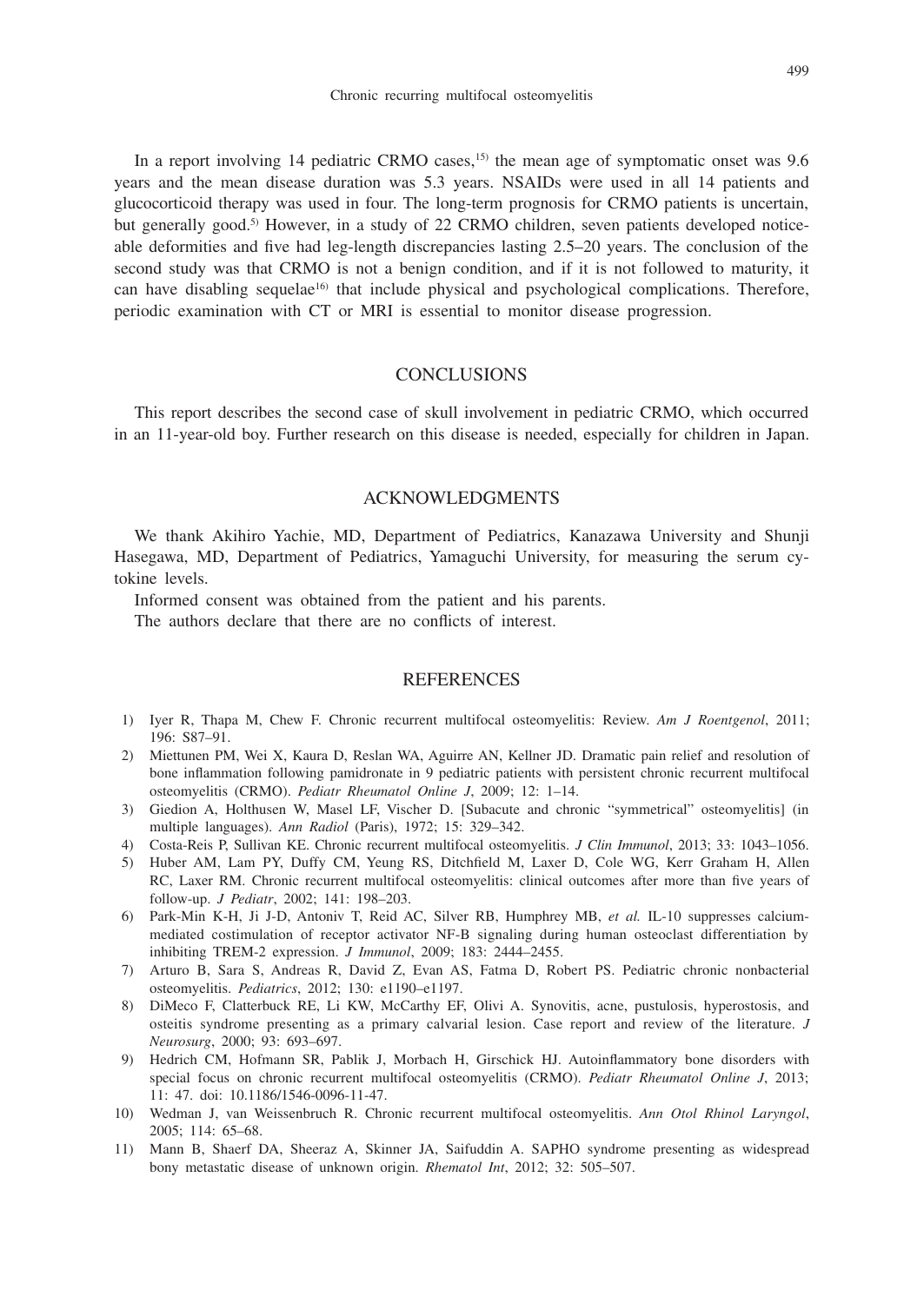In a report involving 14 pediatric CRMO cases,[15] the mean age of symptomatic onset was 9.6 years and the mean disease duration was 5.3 years. NSAIDs were used in all 14 patients and glucocorticoid therapy was used in four. The long-term prognosis for CRMO patients is uncertain, but generally good.[5] However, in a study of 22 CRMO children, seven patients developed noticeable deformities and five had leg-length discrepancies lasting 2.5–20 years. The conclusion of the second study was that CRMO is not a benign condition, and if it is not followed to maturity, it can have disabling sequelae[16] that include physical and psychological complications. Therefore, periodic examination with CT or MRI is essential to monitor disease progression.

## CONCLUSIONS

This report describes the second case of skull involvement in pediatric CRMO, which occurred in an 11-year-old boy. Further research on this disease is needed, especially for children in Japan.

## ACKNOWLEDGMENTS

We thank Akihiro Yachie, MD, Department of Pediatrics, Kanazawa University and Shunji Hasegawa, MD, Department of Pediatrics, Yamaguchi University, for measuring the serum cytokine levels.

Informed consent was obtained from the patient and his parents.

The authors declare that there are no conflicts of interest.

## REFERENCES

1) Iyer R, Thapa M, Chew F. Chronic recurrent multifocal osteomyelitis: Review. *Am J Roentgenol*, 2011; 196: S87–91.
2) Miettunen PM, Wei X, Kaura D, Reslan WA, Aguirre AN, Kellner JD. Dramatic pain relief and resolution of bone inflammation following pamidronate in 9 pediatric patients with persistent chronic recurrent multifocal osteomyelitis (CRMO). *Pediatr Rheumatol Online J*, 2009; 12: 1–14.
3) Giedion A, Holthusen W, Masel LF, Vischer D. [Subacute and chronic "symmetrical" osteomyelitis] (in multiple languages). *Ann Radiol* (Paris), 1972; 15: 329–342.
4) Costa-Reis P, Sullivan KE. Chronic recurrent multifocal osteomyelitis. *J Clin Immunol*, 2013; 33: 1043–1056.
5) Huber AM, Lam PY, Duffy CM, Yeung RS, Ditchfield M, Laxer D, Cole WG, Kerr Graham H, Allen RC, Laxer RM. Chronic recurrent multifocal osteomyelitis: clinical outcomes after more than five years of follow-up. *J Pediatr*, 2002; 141: 198–203.
6) Park-Min K-H, Ji J-D, Antoniv T, Reid AC, Silver RB, Humphrey MB, *et al.* IL-10 suppresses calcium-mediated costimulation of receptor activator NF-B signaling during human osteoclast differentiation by inhibiting TREM-2 expression. *J Immunol*, 2009; 183: 2444–2455.
7) Arturo B, Sara S, Andreas R, David Z, Evan AS, Fatma D, Robert PS. Pediatric chronic nonbacterial osteomyelitis. *Pediatrics*, 2012; 130: e1190–e1197.
8) DiMeco F, Clatterbuck RE, Li KW, McCarthy EF, Olivi A. Synovitis, acne, pustulosis, hyperostosis, and osteitis syndrome presenting as a primary calvarial lesion. Case report and review of the literature. *J Neurosurg*, 2000; 93: 693–697.
9) Hedrich CM, Hofmann SR, Pablik J, Morbach H, Girschick HJ. Autoinflammatory bone disorders with special focus on chronic recurrent multifocal osteomyelitis (CRMO). *Pediatr Rheumatol Online J*, 2013; 11: 47. doi: 10.1186/1546-0096-11-47.
10) Wedman J, van Weissenbruch R. Chronic recurrent multifocal osteomyelitis. *Ann Otol Rhinol Laryngol*, 2005; 114: 65–68.
11) Mann B, Shaerf DA, Sheeraz A, Skinner JA, Saifuddin A. SAPHO syndrome presenting as widespread bony metastatic disease of unknown origin. *Rhematol Int*, 2012; 32: 505–507.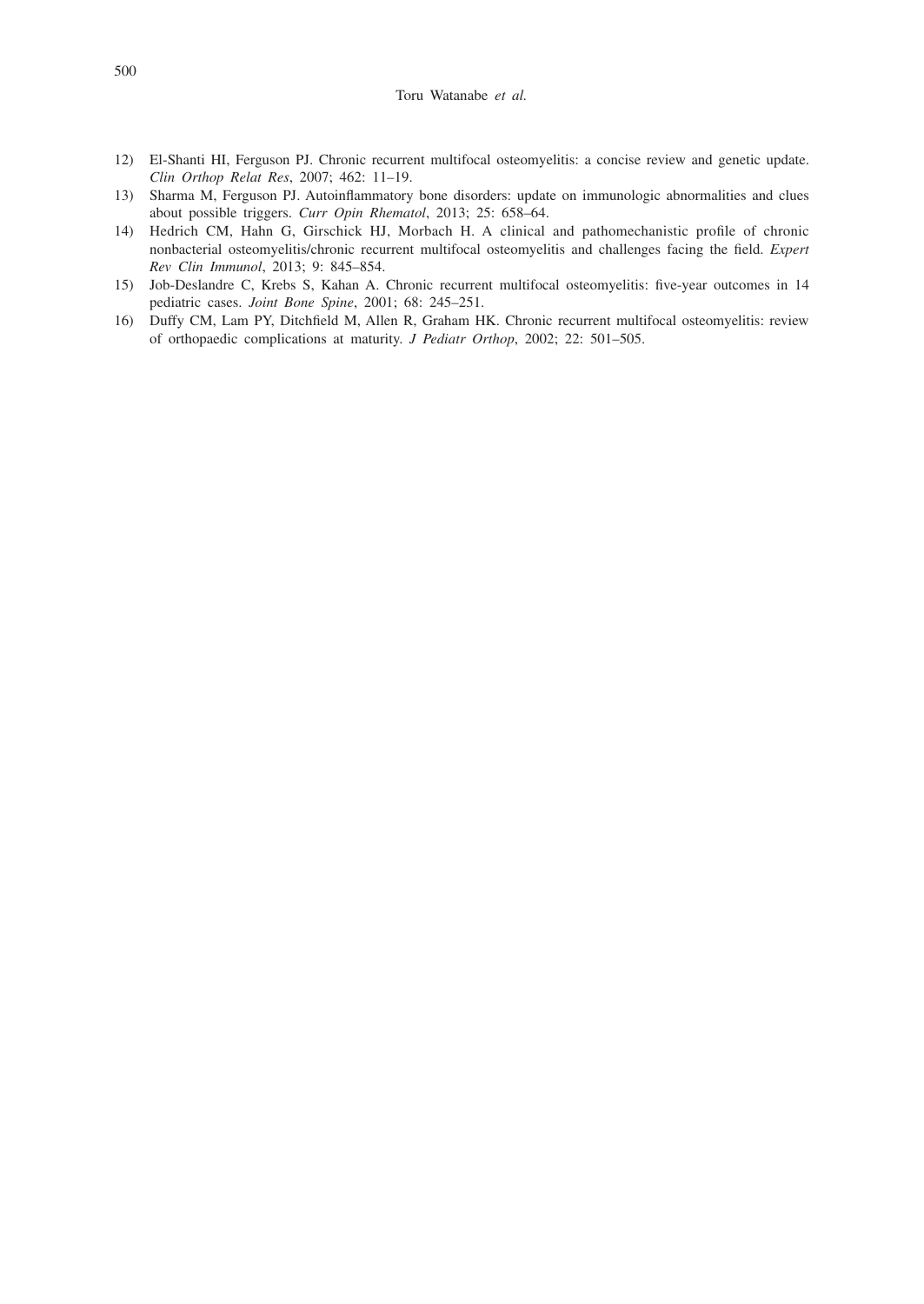12) El-Shanti HI, Ferguson PJ. Chronic recurrent multifocal osteomyelitis: a concise review and genetic update. *Clin Orthop Relat Res*, 2007; 462: 11–19.
13) Sharma M, Ferguson PJ. Autoinflammatory bone disorders: update on immunologic abnormalities and clues about possible triggers. *Curr Opin Rhematol*, 2013; 25: 658–64.
14) Hedrich CM, Hahn G, Girschick HJ, Morbach H. A clinical and pathomechanistic profile of chronic nonbacterial osteomyelitis/chronic recurrent multifocal osteomyelitis and challenges facing the field. *Expert Rev Clin Immunol*, 2013; 9: 845–854.
15) Job-Deslandre C, Krebs S, Kahan A. Chronic recurrent multifocal osteomyelitis: five-year outcomes in 14 pediatric cases. *Joint Bone Spine*, 2001; 68: 245–251.
16) Duffy CM, Lam PY, Ditchfield M, Allen R, Graham HK. Chronic recurrent multifocal osteomyelitis: review of orthopaedic complications at maturity. *J Pediatr Orthop*, 2002; 22: 501–505.